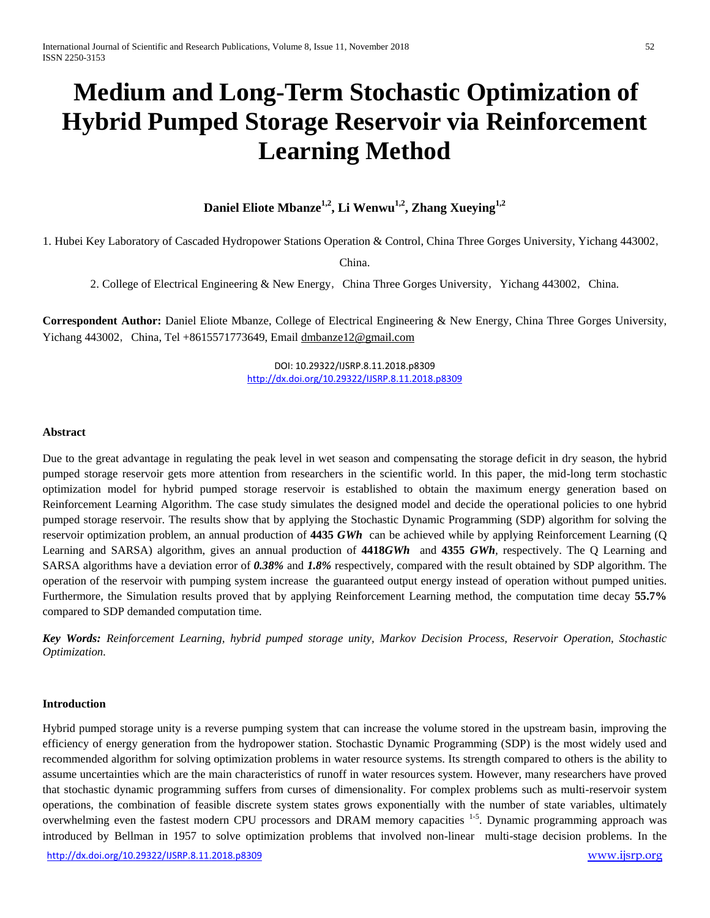# Medium and Long-Term Stochastic Optimization of Hybrid Pumped Storage Reservoir via Reinforcement Learning Method

**Daniel Eliote Mbanze[1,2], Li Wenwu[1,2], Zhang Xueying[1,2]**

1. Hubei Key Laboratory of Cascaded Hydropower Stations Operation & Control, China Three Gorges University, Yichang 443002, China.

2. College of Electrical Engineering & New Energy, China Three Gorges University, Yichang 443002, China.

**Correspondent Author:** Daniel Eliote Mbanze, College of Electrical Engineering & New Energy, China Three Gorges University, Yichang 443002, China, Tel +8615571773649, Email dmbanze12@gmail.com

DOI: 10.29322/IJSRP.8.11.2018.p8309
http://dx.doi.org/10.29322/IJSRP.8.11.2018.p8309

### Abstract

Due to the great advantage in regulating the peak level in wet season and compensating the storage deficit in dry season, the hybrid pumped storage reservoir gets more attention from researchers in the scientific world. In this paper, the mid-long term stochastic optimization model for hybrid pumped storage reservoir is established to obtain the maximum energy generation based on Reinforcement Learning Algorithm. The case study simulates the designed model and decide the operational policies to one hybrid pumped storage reservoir. The results show that by applying the Stochastic Dynamic Programming (SDP) algorithm for solving the reservoir optimization problem, an annual production of **4435 *GWh*** can be achieved while by applying Reinforcement Learning (Q Learning and SARSA) algorithm, gives an annual production of **4418*GWh*** and **4355 *GWh***, respectively. The Q Learning and SARSA algorithms have a deviation error of ***0.38%*** and ***1.8%*** respectively, compared with the result obtained by SDP algorithm. The operation of the reservoir with pumping system increase the guaranteed output energy instead of operation without pumped unities. Furthermore, the Simulation results proved that by applying Reinforcement Learning method, the computation time decay **55.7%** compared to SDP demanded computation time.

***Key Words:*** *Reinforcement Learning, hybrid pumped storage unity, Markov Decision Process, Reservoir Operation, Stochastic Optimization.*

### Introduction

Hybrid pumped storage unity is a reverse pumping system that can increase the volume stored in the upstream basin, improving the efficiency of energy generation from the hydropower station. Stochastic Dynamic Programming (SDP) is the most widely used and recommended algorithm for solving optimization problems in water resource systems. Its strength compared to others is the ability to assume uncertainties which are the main characteristics of runoff in water resources system. However, many researchers have proved that stochastic dynamic programming suffers from curses of dimensionality. For complex problems such as multi-reservoir system operations, the combination of feasible discrete system states grows exponentially with the number of state variables, ultimately overwhelming even the fastest modern CPU processors and DRAM memory capacities [1-5]. Dynamic programming approach was introduced by Bellman in 1957 to solve optimization problems that involved non-linear multi-stage decision problems. In the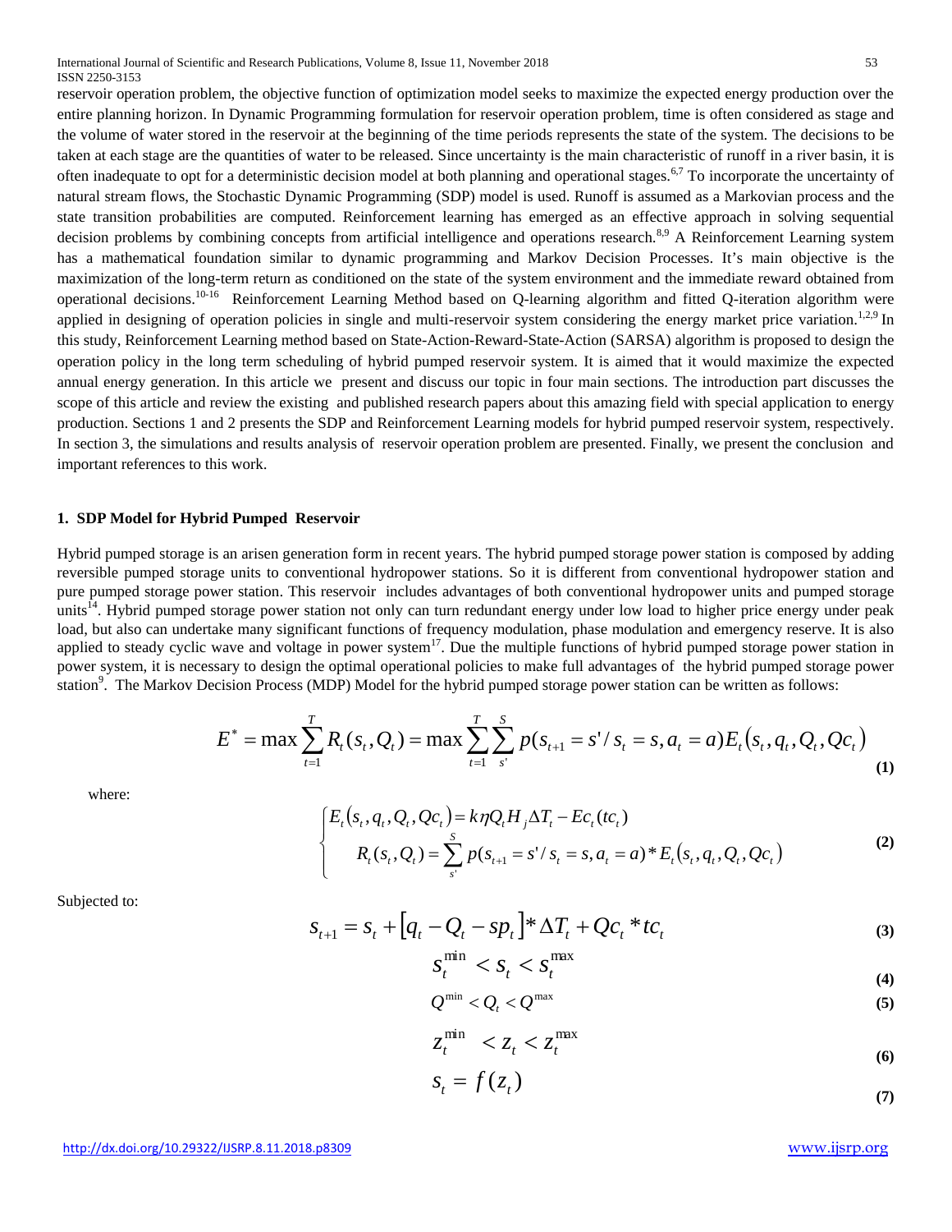reservoir operation problem, the objective function of optimization model seeks to maximize the expected energy production over the entire planning horizon. In Dynamic Programming formulation for reservoir operation problem, time is often considered as stage and the volume of water stored in the reservoir at the beginning of the time periods represents the state of the system. The decisions to be taken at each stage are the quantities of water to be released. Since uncertainty is the main characteristic of runoff in a river basin, it is often inadequate to opt for a deterministic decision model at both planning and operational stages.[6,7] To incorporate the uncertainty of natural stream flows, the Stochastic Dynamic Programming (SDP) model is used. Runoff is assumed as a Markovian process and the state transition probabilities are computed. Reinforcement learning has emerged as an effective approach in solving sequential decision problems by combining concepts from artificial intelligence and operations research.[8,9] A Reinforcement Learning system has a mathematical foundation similar to dynamic programming and Markov Decision Processes. It's main objective is the maximization of the long-term return as conditioned on the state of the system environment and the immediate reward obtained from operational decisions.[10-16] Reinforcement Learning Method based on Q-learning algorithm and fitted Q-iteration algorithm were applied in designing of operation policies in single and multi-reservoir system considering the energy market price variation.[1,2,9] In this study, Reinforcement Learning method based on State-Action-Reward-State-Action (SARSA) algorithm is proposed to design the operation policy in the long term scheduling of hybrid pumped reservoir system. It is aimed that it would maximize the expected annual energy generation. In this article we present and discuss our topic in four main sections. The introduction part discusses the scope of this article and review the existing and published research papers about this amazing field with special application to energy production. Sections 1 and 2 presents the SDP and Reinforcement Learning models for hybrid pumped reservoir system, respectively. In section 3, the simulations and results analysis of reservoir operation problem are presented. Finally, we present the conclusion and important references to this work.

### 1. SDP Model for Hybrid Pumped Reservoir

Hybrid pumped storage is an arisen generation form in recent years. The hybrid pumped storage power station is composed by adding reversible pumped storage units to conventional hydropower stations. So it is different from conventional hydropower station and pure pumped storage power station. This reservoir includes advantages of both conventional hydropower units and pumped storage units[14]. Hybrid pumped storage power station not only can turn redundant energy under low load to higher price energy under peak load, but also can undertake many significant functions of frequency modulation, phase modulation and emergency reserve. It is also applied to steady cyclic wave and voltage in power system[17]. Due the multiple functions of hybrid pumped storage power station in power system, it is necessary to design the optimal operational policies to make full advantages of the hybrid pumped storage power station[9]. The Markov Decision Process (MDP) Model for the hybrid pumped storage power station can be written as follows:

$$E^* = \max \sum_{t=1}^{T} R_t(s_t, Q_t) = \max \sum_{t=1}^{T} \sum_{s'}^{S} p(s_{t+1} = s' / s_t = s, a_t = a) E_t(s_t, q_t, Q_t, Qc_t) \tag{1}$$

where:

$$\begin{cases} E_t(s_t, q_t, Q_t, Qc_t) = k\eta Q_t H_j \Delta T_t - Ec_t(tc_t) \\ R_t(s_t, Q_t) = \sum_{s'}^{S} p(s_{t+1} = s' / s_t = s, a_t = a) * E_t(s_t, q_t, Q_t, Qc_t) \end{cases} \tag{2}$$

Subjected to:

$$s_{t+1} = s_t + [q_t - Q_t - sp_t] * \Delta T_t + Qc_t * tc_t \tag{3}$$

$$s_t^{\min} < s_t < s_t^{\max} \tag{4}$$

$$Q^{\min} < Q_t < Q^{\max} \tag{5}$$

$$z_t^{\min} < z_t < z_t^{\max} \tag{6}$$

$$s_t = f(z_t) \tag{7}$$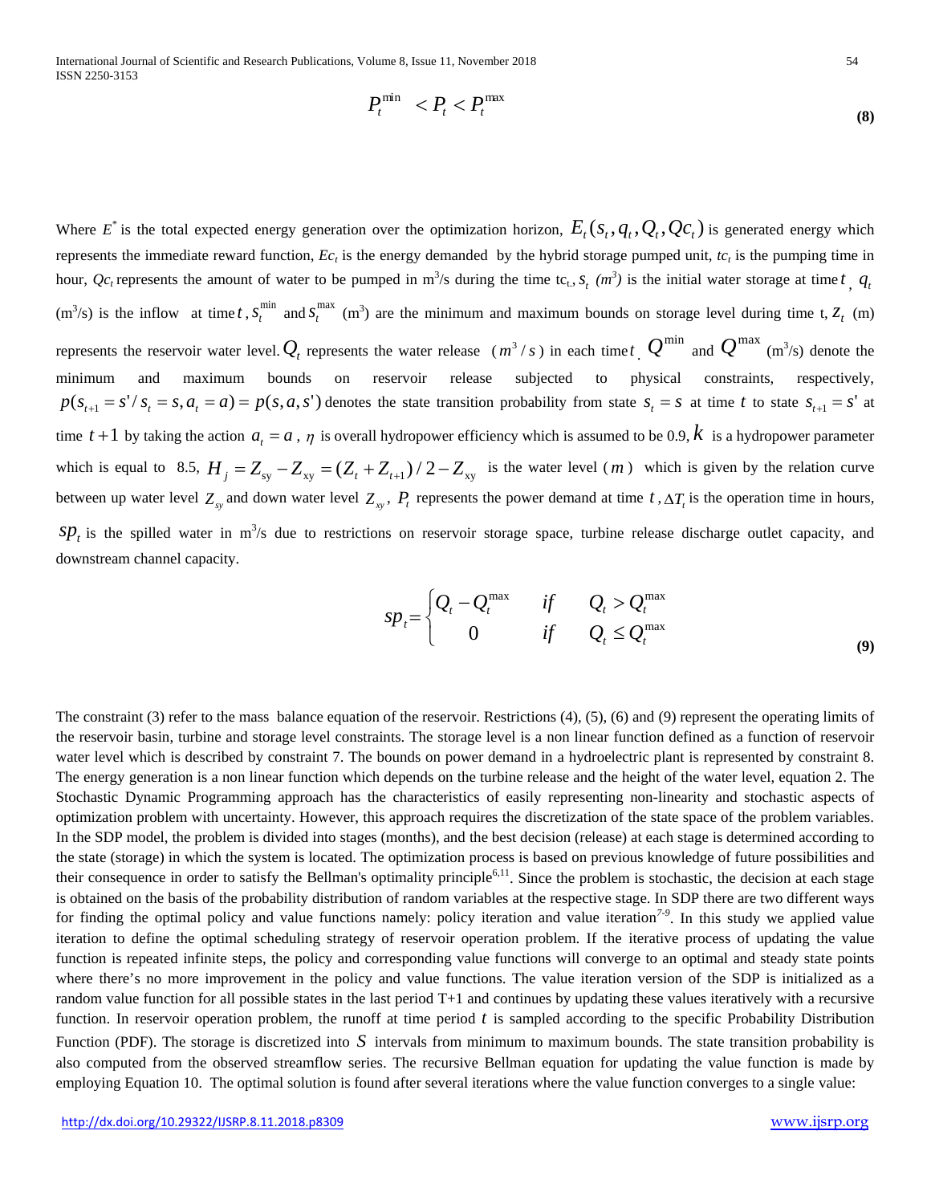$$P_t^{\min} < P_t < P_t^{\max} \tag{8}$$

Where $E^*$ is the total expected energy generation over the optimization horizon, $E_t(s_t, q_t, Q_t, Qc_t)$ is generated energy which represents the immediate reward function, $Ec_t$ is the energy demanded by the hybrid storage pumped unit, $tc_t$ is the pumping time in hour, $Qc_t$ represents the amount of water to be pumped in $m^3/s$ during the time $tc_t$, $s_t$ $(m^3)$ is the initial water storage at time $t$, $q_t$ $(m^3/s)$ is the inflow at time $t$, $s_t^{\min}$ and $s_t^{\max}$ $(m^3)$ are the minimum and maximum bounds on storage level during time t, $Z_t$ (m) represents the reservoir water level. $Q_t$ represents the water release $(m^3/s)$ in each time $t$. $Q^{\min}$ and $Q^{\max}$ $(m^3/s)$ denote the minimum and maximum bounds on reservoir release subjected to physical constraints, respectively, $p(s_{t+1} = s' / s_t = s, a_t = a) = p(s, a, s')$ denotes the state transition probability from state $s_t = s$ at time $t$ to state $s_{t+1} = s'$ at time $t+1$ by taking the action $a_t = a$, $\eta$ is overall hydropower efficiency which is assumed to be 0.9, $k$ is a hydropower parameter which is equal to 8.5, $H_j = Z_{sy} - Z_{xy} = (Z_t + Z_{t+1})/2 - Z_{xy}$ is the water level $(m)$ which is given by the relation curve between up water level $Z_{sy}$ and down water level $Z_{xy}$, $P_t$ represents the power demand at time $t$, $\Delta T_t$ is the operation time in hours, $sp_t$ is the spilled water in $m^3/s$ due to restrictions on reservoir storage space, turbine release discharge outlet capacity, and downstream channel capacity.

$$sp_t = \begin{cases} Q_t - Q_t^{\max} & if \quad Q_t > Q_t^{\max} \\ 0 & if \quad Q_t \le Q_t^{\max} \end{cases} \tag{9}$$

The constraint (3) refer to the mass balance equation of the reservoir. Restrictions (4), (5), (6) and (9) represent the operating limits of the reservoir basin, turbine and storage level constraints. The storage level is a non linear function defined as a function of reservoir water level which is described by constraint 7. The bounds on power demand in a hydroelectric plant is represented by constraint 8. The energy generation is a non linear function which depends on the turbine release and the height of the water level, equation 2. The Stochastic Dynamic Programming approach has the characteristics of easily representing non-linearity and stochastic aspects of optimization problem with uncertainty. However, this approach requires the discretization of the state space of the problem variables. In the SDP model, the problem is divided into stages (months), and the best decision (release) at each stage is determined according to the state (storage) in which the system is located. The optimization process is based on previous knowledge of future possibilities and their consequence in order to satisfy the Bellman's optimality principle[6,11]. Since the problem is stochastic, the decision at each stage is obtained on the basis of the probability distribution of random variables at the respective stage. In SDP there are two different ways for finding the optimal policy and value functions namely: policy iteration and value iteration[7-9]. In this study we applied value iteration to define the optimal scheduling strategy of reservoir operation problem. If the iterative process of updating the value function is repeated infinite steps, the policy and corresponding value functions will converge to an optimal and steady state points where there's no more improvement in the policy and value functions. The value iteration version of the SDP is initialized as a random value function for all possible states in the last period T+1 and continues by updating these values iteratively with a recursive function. In reservoir operation problem, the runoff at time period $t$ is sampled according to the specific Probability Distribution Function (PDF). The storage is discretized into $S$ intervals from minimum to maximum bounds. The state transition probability is also computed from the observed streamflow series. The recursive Bellman equation for updating the value function is made by employing Equation 10. The optimal solution is found after several iterations where the value function converges to a single value: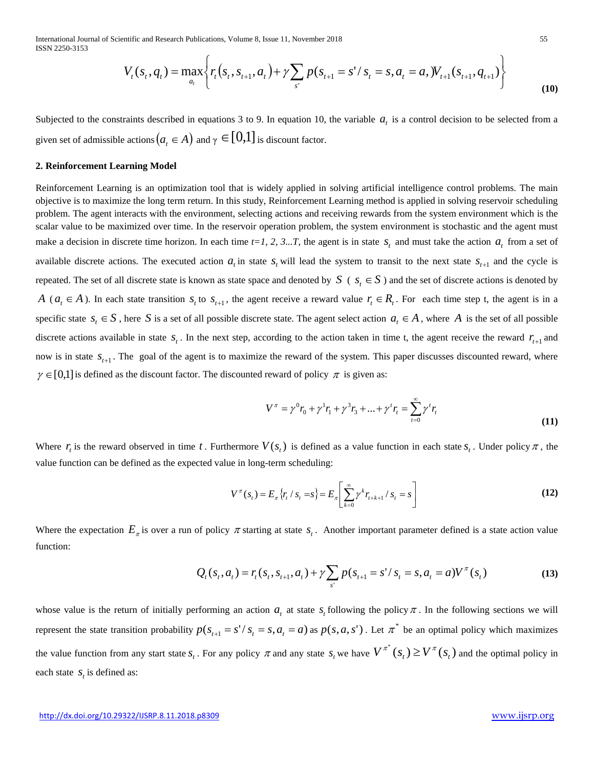$$V_t(s_t, q_t) = \max_{a_t} \left\{ r_t(s_t, s_{t+1}, a_t) + \gamma \sum_{s'} p(s_{t+1} = s' / s_t = s, a_t = a,) V_{t+1}(s_{t+1}, q_{t+1}) \right\} \tag{10}$$

Subjected to the constraints described in equations 3 to 9. In equation 10, the variable $a_t$ is a control decision to be selected from a given set of admissible actions $(a_t \in A)$ and $\gamma \in [0,1]$ is discount factor.

**2. Reinforcement Learning Model**

Reinforcement Learning is an optimization tool that is widely applied in solving artificial intelligence control problems. The main objective is to maximize the long term return. In this study, Reinforcement Learning method is applied in solving reservoir scheduling problem. The agent interacts with the environment, selecting actions and receiving rewards from the system environment which is the scalar value to be maximized over time. In the reservoir operation problem, the system environment is stochastic and the agent must make a decision in discrete time horizon. In each time *t=1, 2, 3...T,* the agent is in state $s_t$ and must take the action $a_t$ from a set of available discrete actions. The executed action $a_t$ in state $s_t$ will lead the system to transit to the next state $s_{t+1}$ and the cycle is repeated. The set of all discrete state is known as state space and denoted by $S$ ( $s_t \in S$ ) and the set of discrete actions is denoted by $A$ ($a_t \in A$). In each state transition $s_t$ to $s_{t+1}$, the agent receive a reward value $r_t \in R_t$. For each time step t, the agent is in a specific state $s_t \in S$, here $S$ is a set of all possible discrete state. The agent select action $a_t \in A$, where $A$ is the set of all possible discrete actions available in state $s_t$. In the next step, according to the action taken in time t, the agent receive the reward $r_{t+1}$ and now is in state $s_{t+1}$. The goal of the agent is to maximize the reward of the system. This paper discusses discounted reward, where $\gamma \in [0,1]$ is defined as the discount factor. The discounted reward of policy $\pi$ is given as:

$$V^{\pi} = \gamma^0 r_0 + \gamma^1 r_1 + \gamma^3 r_3 + ... + \gamma^t r_t = \sum_{t=0}^{\infty} \gamma^t r_t \tag{11}$$

Where $r_t$ is the reward observed in time $t$. Furthermore $V(s_t)$ is defined as a value function in each state $s_t$. Under policy $\pi$, the value function can be defined as the expected value in long-term scheduling:

$$V^{\pi}(s_t) = E_{\pi}\{r_t / s_t = s\} = E_{\pi}\left[\sum_{k=0}^{\infty} \gamma^k r_{t+k+1} / s_t = s\right] \tag{12}$$

Where the expectation $E_{\pi}$ is over a run of policy $\pi$ starting at state $s_t$. Another important parameter defined is a state action value function:

$$Q_t(s_t, a_t) = r_t(s_t, s_{t+1}, a_t) + \gamma \sum_{s'} p(s_{t+1} = s' / s_t = s, a_t = a) V^{\pi}(s_t) \tag{13}$$

whose value is the return of initially performing an action $a_t$ at state $s_t$ following the policy $\pi$. In the following sections we will represent the state transition probability $p(s_{t+1} = s' / s_t = s, a_t = a)$ as $p(s, a, s')$. Let $\pi^*$ be an optimal policy which maximizes the value function from any start state $s_t$. For any policy $\pi$ and any state $s_t$ we have $V^{\pi^*}(s_t) \geq V^{\pi}(s_t)$ and the optimal policy in each state $s_t$ is defined as: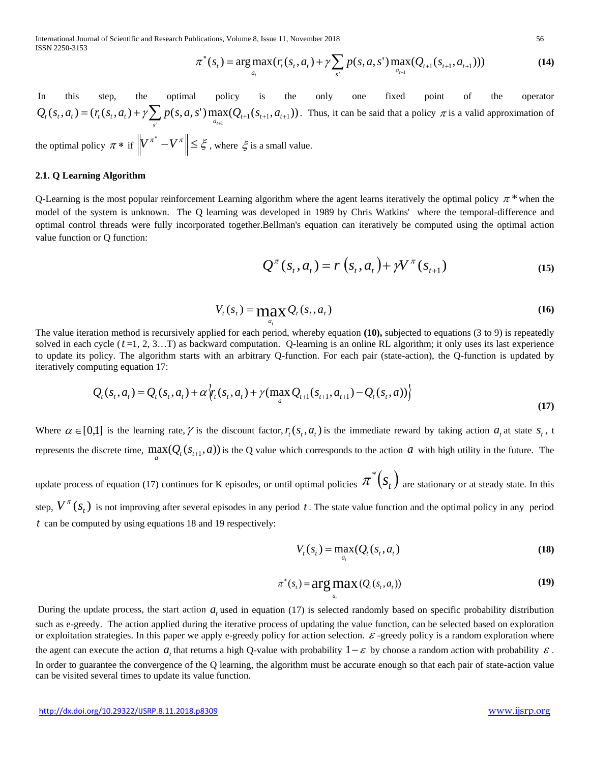$$\pi^*(s_t) = \arg\max_{a_t}(r_t(s_t, a_t) + \gamma \sum_{s'} p(s,a,s') \max_{a_{t+1}}(Q_{t+1}(s_{t+1}, a_{t+1}))) \quad (14)$$

In this step, the optimal policy is the only one fixed point of the operator $Q_t(s_t, a_t) = (r_t(s_t, a_t) + \gamma \sum_{s'} p(s,a,s') \max_{a_{t+1}}(Q_{t+1}(s_{t+1}, a_{t+1}))$. Thus, it can be said that a policy $\pi$ is a valid approximation of the optimal policy $\pi*$ if $\left\| V^{\pi^*} - V^{\pi} \right\| \leq \xi$, where $\xi$ is a small value.

### 2.1. Q Learning Algorithm

Q-Learning is the most popular reinforcement Learning algorithm where the agent learns iteratively the optimal policy $\pi*$ when the model of the system is unknown. The Q learning was developed in 1989 by Chris Watkins' where the temporal-difference and optimal control threads were fully incorporated together.Bellman's equation can iteratively be computed using the optimal action value function or Q function:

$$Q^{\pi}(s_t, a_t) = r(s_t, a_t) + \gamma V^{\pi}(s_{t+1}) \quad (15)$$

$$V_t(s_t) = \max_{a_t} Q_t(s_t, a_t) \quad (16)$$

The value iteration method is recursively applied for each period, whereby equation **(10),** subjected to equations (3 to 9) is repeatedly solved in each cycle ($t$ =1, 2, 3…T) as backward computation. Q-learning is an online RL algorithm; it only uses its last experience to update its policy. The algorithm starts with an arbitrary Q-function. For each pair (state-action), the Q-function is updated by iteratively computing equation 17:

$$Q_t(s_t, a_t) = Q_t(s_t, a_t) + \alpha\left\{r_t(s_t, a_t) + \gamma(\max_a Q_{t+1}(s_{t+1}, a_{t+1}) - Q_t(s_t, a))\right\} \quad (17)$$

Where $\alpha \in [0,1]$ is the learning rate, $\gamma$ is the discount factor, $r_t(s_t, a_t)$ is the immediate reward by taking action $a_t$ at state $s_t$, t represents the discrete time, $\max_a(Q_t(s_{t+1}, a))$ is the Q value which corresponds to the action $a$ with high utility in the future. The update process of equation (17) continues for K episodes, or until optimal policies $\pi^*(s_t)$ are stationary or at steady state. In this step, $V^{\pi}(s_t)$ is not improving after several episodes in any period $t$. The state value function and the optimal policy in any period $t$ can be computed by using equations 18 and 19 respectively:

$$V_t(s_t) = \max_{a_t}(Q_t(s_t, a_t) \quad (18)$$

$$\pi^*(s_t) = \arg\max_{a_t}(Q_t(s_t, a_t)) \quad (19)$$

During the update process, the start action $a_t$ used in equation (17) is selected randomly based on specific probability distribution such as e-greedy. The action applied during the iterative process of updating the value function, can be selected based on exploration or exploitation strategies. In this paper we apply e-greedy policy for action selection. $\varepsilon$ -greedy policy is a random exploration where the agent can execute the action $a_t$ that returns a high Q-value with probability $1-\varepsilon$ by choose a random action with probability $\varepsilon$. In order to guarantee the convergence of the Q learning, the algorithm must be accurate enough so that each pair of state-action value can be visited several times to update its value function.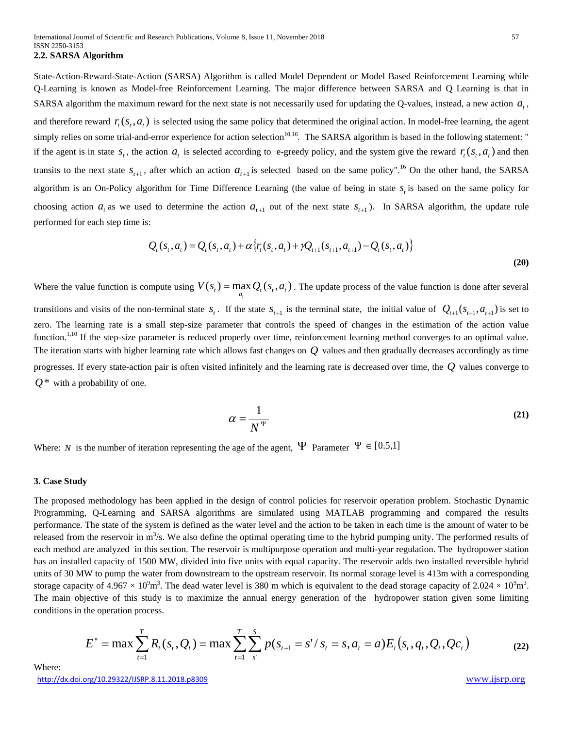### 2.2. SARSA Algorithm

State-Action-Reward-State-Action (SARSA) Algorithm is called Model Dependent or Model Based Reinforcement Learning while Q-Learning is known as Model-free Reinforcement Learning. The major difference between SARSA and Q Learning is that in SARSA algorithm the maximum reward for the next state is not necessarily used for updating the Q-values, instead, a new action $a_t$, and therefore reward $r_t(s_t, a_t)$ is selected using the same policy that determined the original action. In model-free learning, the agent simply relies on some trial-and-error experience for action selection[10,16]. The SARSA algorithm is based in the following statement: " if the agent is in state $s_t$, the action $a_t$ is selected according to e-greedy policy, and the system give the reward $r_t(s_t, a_t)$ and then transits to the next state $s_{t+1}$, after which an action $a_{t+1}$ is selected based on the same policy".[16] On the other hand, the SARSA algorithm is an On-Policy algorithm for Time Difference Learning (the value of being in state $s_t$ is based on the same policy for choosing action $a_t$ as we used to determine the action $a_{t+1}$ out of the next state $s_{t+1}$). In SARSA algorithm, the update rule performed for each step time is:

$$Q_t(s_t, a_t) = Q_t(s_t, a_t) + \alpha\{r_t(s_t, a_t) + \gamma Q_{t+1}(s_{t+1}, a_{t+1}) - Q_t(s_t, a_t)\} \quad \textbf{(20)}$$

Where the value function is compute using $V(s_t) = \max_{a_t} Q_t(s_t, a_t)$. The update process of the value function is done after several transitions and visits of the non-terminal state $s_t$. If the state $s_{t+1}$ is the terminal state, the initial value of $Q_{t+1}(s_{t+1}, a_{t+1})$ is set to zero. The learning rate is a small step-size parameter that controls the speed of changes in the estimation of the action value function.[1,10] If the step-size parameter is reduced properly over time, reinforcement learning method converges to an optimal value. The iteration starts with higher learning rate which allows fast changes on $Q$ values and then gradually decreases accordingly as time progresses. If every state-action pair is often visited infinitely and the learning rate is decreased over time, the $Q$ values converge to $Q^*$ with a probability of one.

$$\alpha = \frac{1}{N^{\Psi}} \quad \textbf{(21)}$$

Where: $N$ is the number of iteration representing the age of the agent, $\Psi$ Parameter $\Psi \in [0.5,1]$

### 3. Case Study

The proposed methodology has been applied in the design of control policies for reservoir operation problem. Stochastic Dynamic Programming, Q-Learning and SARSA algorithms are simulated using MATLAB programming and compared the results performance. The state of the system is defined as the water level and the action to be taken in each time is the amount of water to be released from the reservoir in $m^3/s$. We also define the optimal operating time to the hybrid pumping unity. The performed results of each method are analyzed in this section. The reservoir is multipurpose operation and multi-year regulation. The hydropower station has an installed capacity of 1500 MW, divided into five units with equal capacity. The reservoir adds two installed reversible hybrid units of 30 MW to pump the water from downstream to the upstream reservoir. Its normal storage level is 413m with a corresponding storage capacity of $4.967 \times 10^9 m^3$. The dead water level is 380 m which is equivalent to the dead storage capacity of $2.024 \times 10^9 m^3$. The main objective of this study is to maximize the annual energy generation of the hydropower station given some limiting conditions in the operation process.

$$E^* = \max \sum_{t=1}^{T} R_t(s_t, Q_t) = \max \sum_{t=1}^{T} \sum_{s'}^{S} p(s_{t+1} = s' / s_t = s, a_t = a) E_t(s_t, q_t, Q_t, Qc_t) \quad \textbf{(22)}$$

Where: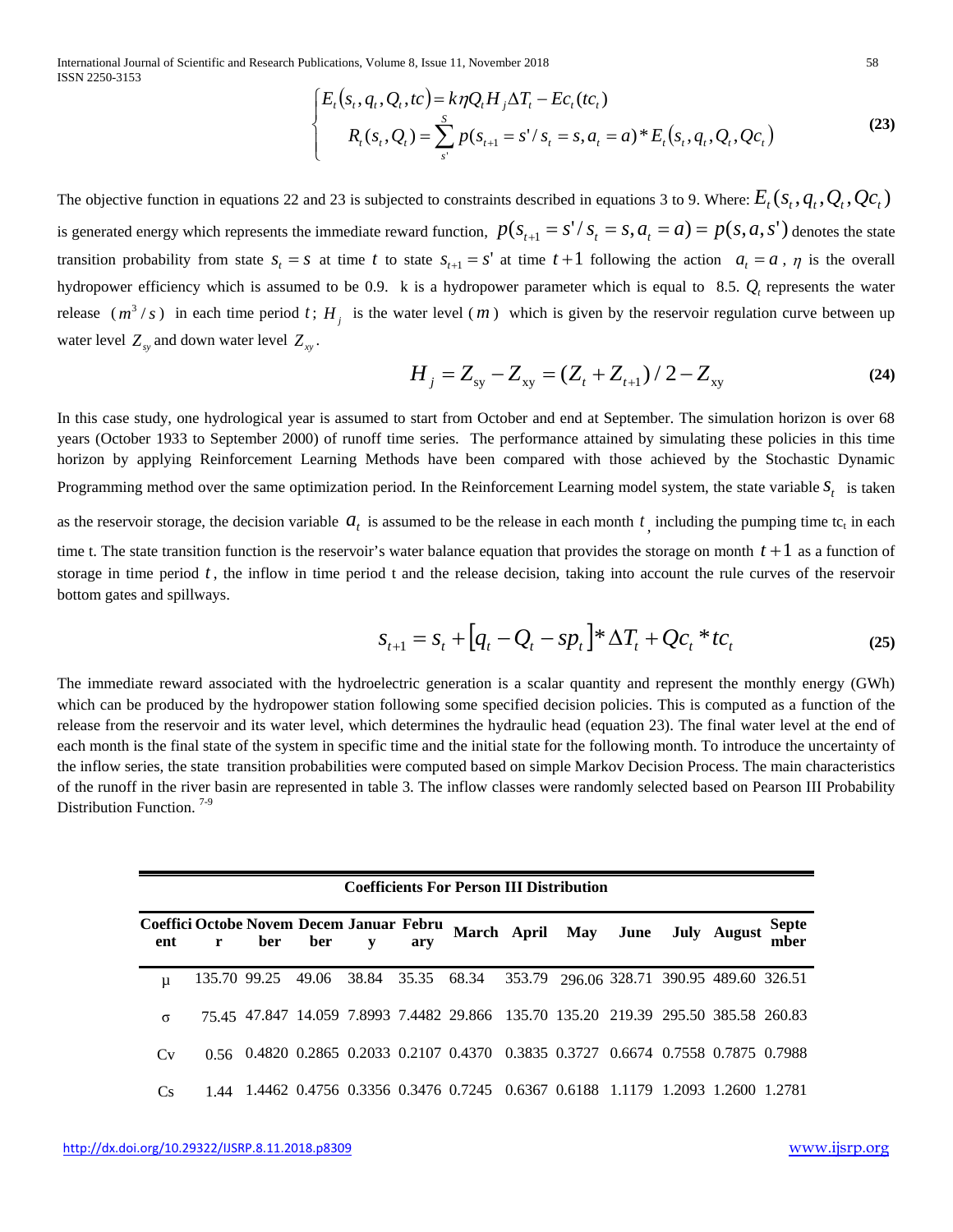$$
\begin{cases} E_t(s_t, q_t, Q_t, tc) = k\eta Q_t H_j \Delta T_t - Ec_t(tc_t) \\ R_t(s_t, Q_t) = \sum_{s'}^{S} p(s_{t+1} = s' / s_t = s, a_t = a) * E_t(s_t, q_t, Q_t, Qc_t) \end{cases} \tag{23}
$$

The objective function in equations 22 and 23 is subjected to constraints described in equations 3 to 9. Where: $E_t(s_t, q_t, Q_t, Qc_t)$ is generated energy which represents the immediate reward function, $p(s_{t+1} = s' / s_t = s, a_t = a) = p(s, a, s')$ denotes the state transition probability from state $s_t = s$ at time $t$ to state $s_{t+1} = s'$ at time $t+1$ following the action $a_t = a$, $\eta$ is the overall hydropower efficiency which is assumed to be 0.9. k is a hydropower parameter which is equal to 8.5. $Q_t$ represents the water release ($m^3/s$) in each time period $t$; $H_j$ is the water level ($m$) which is given by the reservoir regulation curve between up water level $Z_{sy}$ and down water level $Z_{xy}$.

$$
H_j = Z_{sy} - Z_{xy} = (Z_t + Z_{t+1})/2 - Z_{xy} \tag{24}
$$

In this case study, one hydrological year is assumed to start from October and end at September. The simulation horizon is over 68 years (October 1933 to September 2000) of runoff time series. The performance attained by simulating these policies in this time horizon by applying Reinforcement Learning Methods have been compared with those achieved by the Stochastic Dynamic Programming method over the same optimization period. In the Reinforcement Learning model system, the state variable $S_t$ is taken as the reservoir storage, the decision variable $a_t$ is assumed to be the release in each month $t$, including the pumping time $tc_t$ in each time t. The state transition function is the reservoir's water balance equation that provides the storage on month $t+1$ as a function of storage in time period $t$, the inflow in time period t and the release decision, taking into account the rule curves of the reservoir bottom gates and spillways.

$$
s_{t+1} = s_t + [q_t - Q_t - sp_t] * \Delta T_t + Qc_t * tc_t \tag{25}
$$

The immediate reward associated with the hydroelectric generation is a scalar quantity and represent the monthly energy (GWh) which can be produced by the hydropower station following some specified decision policies. This is computed as a function of the release from the reservoir and its water level, which determines the hydraulic head (equation 23). The final water level at the end of each month is the final state of the system in specific time and the initial state for the following month. To introduce the uncertainty of the inflow series, the state transition probabilities were computed based on simple Markov Decision Process. The main characteristics of the runoff in the river basin are represented in table 3. The inflow classes were randomly selected based on Pearson III Probability Distribution Function. [7-9]

**Coefficients For Person III Distribution**

| Coefficient | October | November | December | January | February | March | April | May | June | July | August | September |
|---|---|---|---|---|---|---|---|---|---|---|---|---|
| μ | 135.70 | 99.25 | 49.06 | 38.84 | 35.35 | 68.34 | 353.79 | 296.06 | 328.71 | 390.95 | 489.60 | 326.51 |
| σ | 75.45 | 47.847 | 14.059 | 7.8993 | 7.4482 | 29.866 | 135.70 | 135.20 | 219.39 | 295.50 | 385.58 | 260.83 |
| Cv | 0.56 | 0.4820 | 0.2865 | 0.2033 | 0.2107 | 0.4370 | 0.3835 | 0.3727 | 0.6674 | 0.7558 | 0.7875 | 0.7988 |
| Cs | 1.44 | 1.4462 | 0.4756 | 0.3356 | 0.3476 | 0.7245 | 0.6367 | 0.6188 | 1.1179 | 1.2093 | 1.2600 | 1.2781 |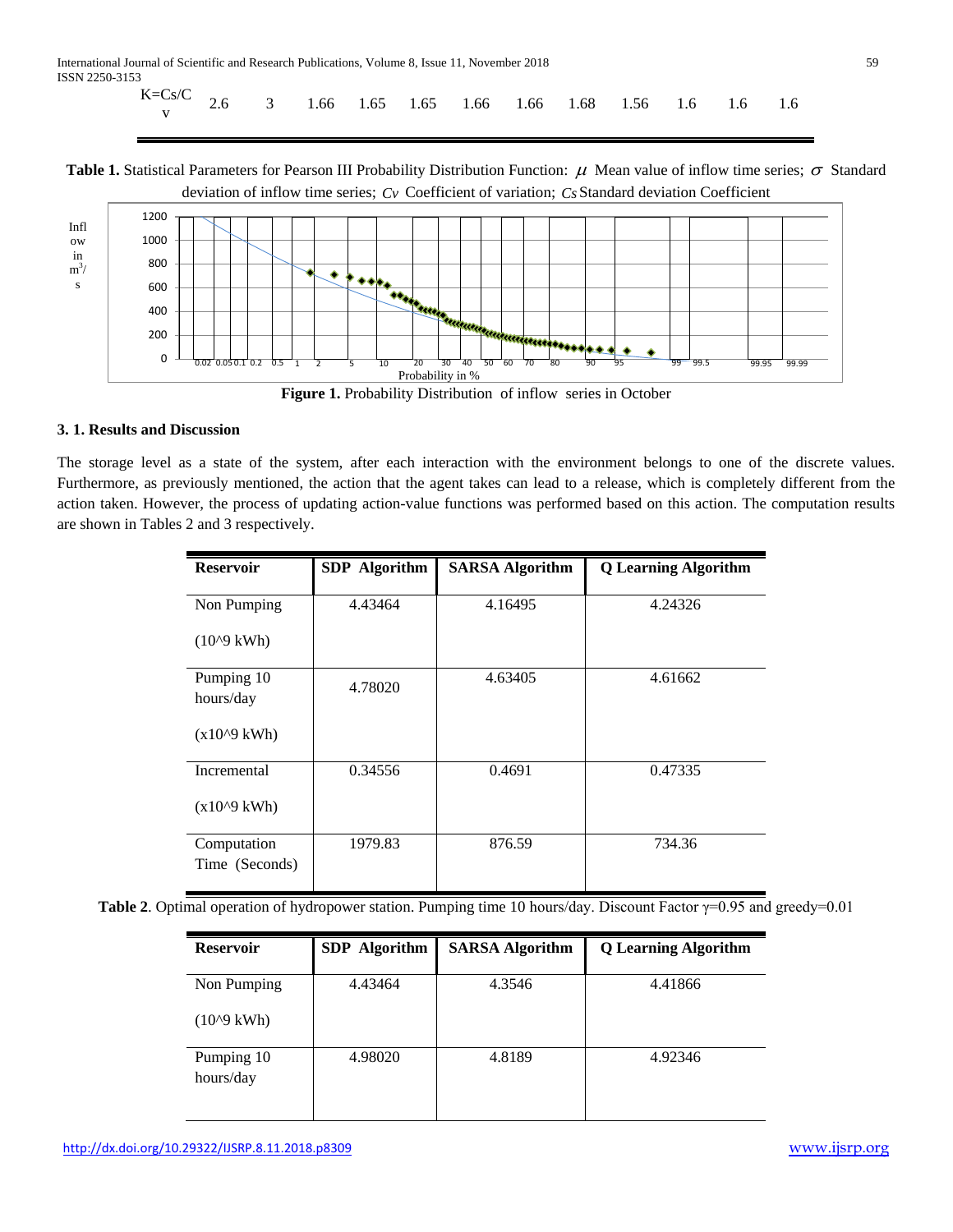| K=Cs/Cv | 2.6 | 3 | 1.66 | 1.65 | 1.65 | 1.66 | 1.66 | 1.68 | 1.56 | 1.6 | 1.6 | 1.6 |
|---|---|---|---|---|---|---|---|---|---|---|---|---|

**Table 1.** Statistical Parameters for Pearson III Probability Distribution Function: $\mu$ Mean value of inflow time series; $\sigma$ Standard deviation of inflow time series; $Cv$ Coefficient of variation; $Cs$ Standard deviation Coefficient

**Figure 1.** Probability Distribution of inflow series in October

### 3. 1. Results and Discussion

The storage level as a state of the system, after each interaction with the environment belongs to one of the discrete values. Furthermore, as previously mentioned, the action that the agent takes can lead to a release, which is completely different from the action taken. However, the process of updating action-value functions was performed based on this action. The computation results are shown in Tables 2 and 3 respectively.

| Reservoir | SDP Algorithm | SARSA Algorithm | Q Learning Algorithm |
|---|---|---|---|
| Non Pumping (10^9 kWh) | 4.43464 | 4.16495 | 4.24326 |
| Pumping 10 hours/day (x10^9 kWh) | 4.78020 | 4.63405 | 4.61662 |
| Incremental (x10^9 kWh) | 0.34556 | 0.4691 | 0.47335 |
| Computation Time (Seconds) | 1979.83 | 876.59 | 734.36 |

**Table 2**. Optimal operation of hydropower station. Pumping time 10 hours/day. Discount Factor γ=0.95 and greedy=0.01

| Reservoir | SDP Algorithm | SARSA Algorithm | Q Learning Algorithm |
|---|---|---|---|
| Non Pumping (10^9 kWh) | 4.43464 | 4.3546 | 4.41866 |
| Pumping 10 hours/day | 4.98020 | 4.8189 | 4.92346 |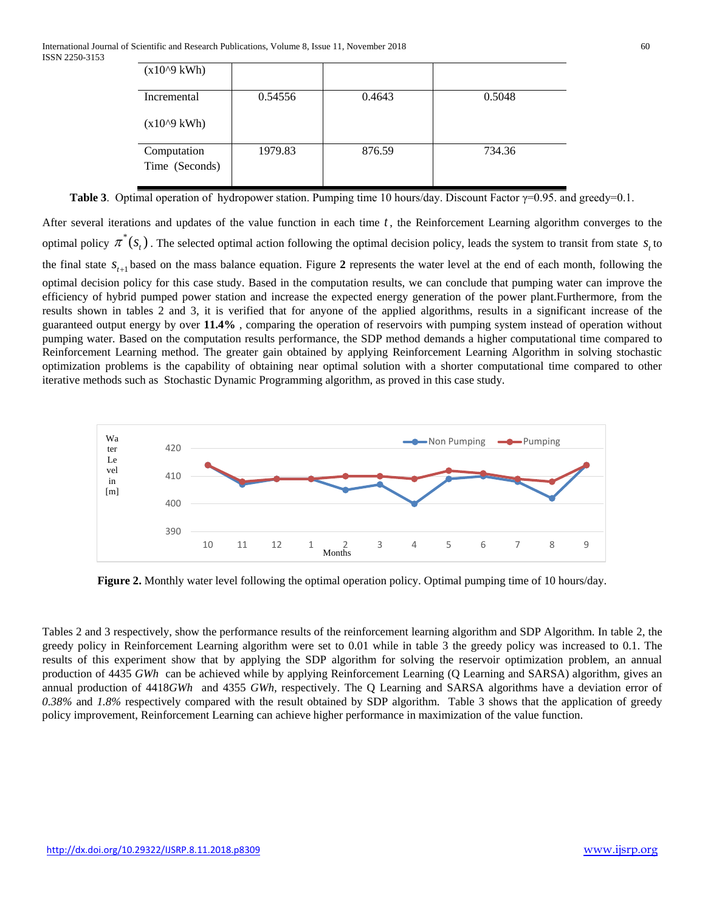| (x10^9 kWh) | | | |
|---|---|---|---|
| Incremental (x10^9 kWh) | 0.54556 | 0.4643 | 0.5048 |
| Computation Time (Seconds) | 1979.83 | 876.59 | 734.36 |

**Table 3**. Optimal operation of hydropower station. Pumping time 10 hours/day. Discount Factor γ=0.95. and greedy=0.1.

After several iterations and updates of the value function in each time $t$, the Reinforcement Learning algorithm converges to the optimal policy $\pi^*(s_t)$. The selected optimal action following the optimal decision policy, leads the system to transit from state $s_t$ to the final state $s_{t+1}$ based on the mass balance equation. Figure **2** represents the water level at the end of each month, following the optimal decision policy for this case study. Based in the computation results, we can conclude that pumping water can improve the efficiency of hybrid pumped power station and increase the expected energy generation of the power plant.Furthermore, from the results shown in tables 2 and 3, it is verified that for anyone of the applied algorithms, results in a significant increase of the guaranteed output energy by over **11.4%** , comparing the operation of reservoirs with pumping system instead of operation without pumping water. Based on the computation results performance, the SDP method demands a higher computational time compared to Reinforcement Learning method. The greater gain obtained by applying Reinforcement Learning Algorithm in solving stochastic optimization problems is the capability of obtaining near optimal solution with a shorter computational time compared to other iterative methods such as Stochastic Dynamic Programming algorithm, as proved in this case study.

**Figure 2.** Monthly water level following the optimal operation policy. Optimal pumping time of 10 hours/day.

Tables 2 and 3 respectively, show the performance results of the reinforcement learning algorithm and SDP Algorithm. In table 2, the greedy policy in Reinforcement Learning algorithm were set to 0.01 while in table 3 the greedy policy was increased to 0.1. The results of this experiment show that by applying the SDP algorithm for solving the reservoir optimization problem, an annual production of 4435 *GWh* can be achieved while by applying Reinforcement Learning (Q Learning and SARSA) algorithm, gives an annual production of 4418*GWh* and 4355 *GWh*, respectively. The Q Learning and SARSA algorithms have a deviation error of *0.38%* and *1.8%* respectively compared with the result obtained by SDP algorithm. Table 3 shows that the application of greedy policy improvement, Reinforcement Learning can achieve higher performance in maximization of the value function.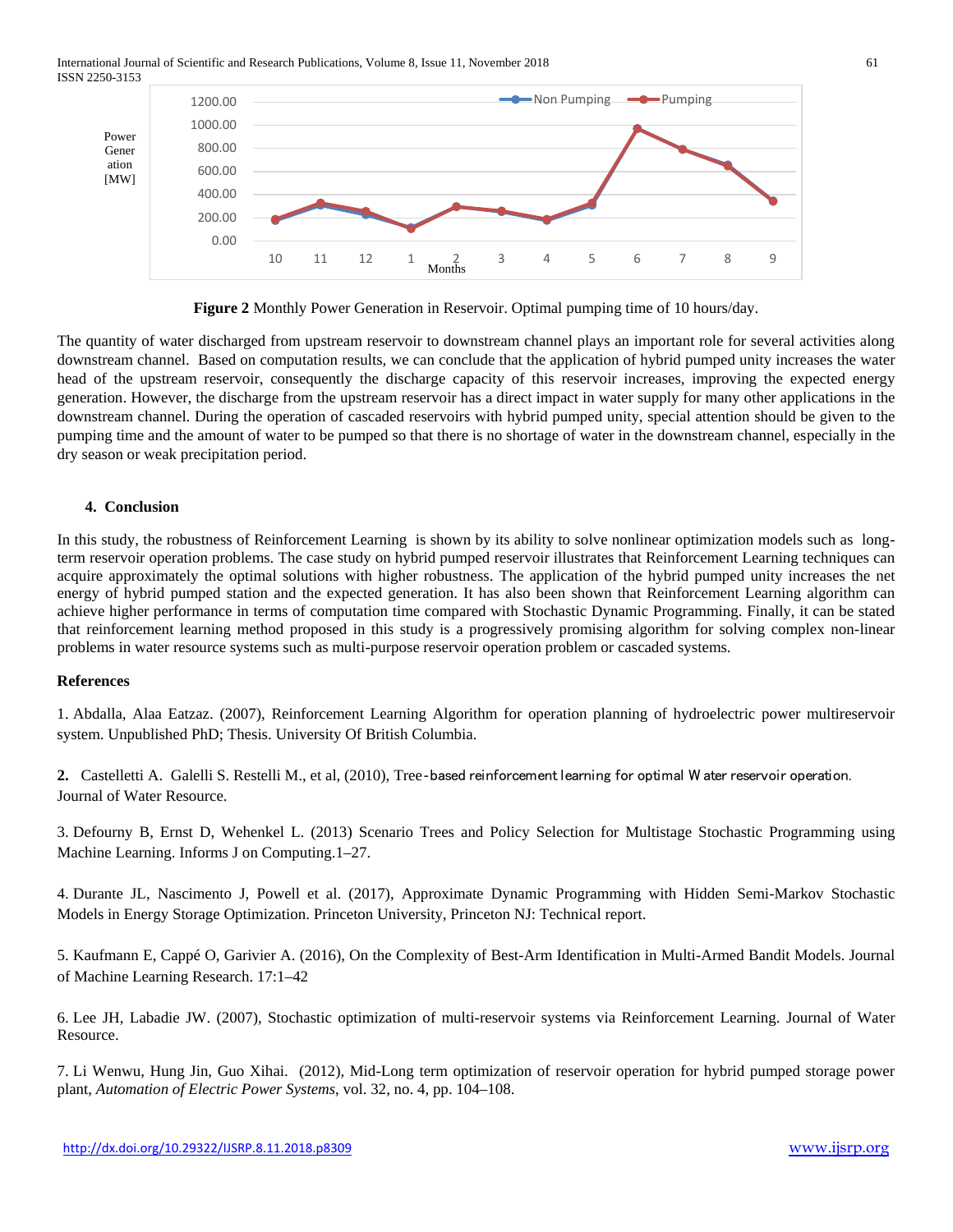Figure 2 Monthly Power Generation in Reservoir. Optimal pumping time of 10 hours/day.

The quantity of water discharged from upstream reservoir to downstream channel plays an important role for several activities along downstream channel. Based on computation results, we can conclude that the application of hybrid pumped unity increases the water head of the upstream reservoir, consequently the discharge capacity of this reservoir increases, improving the expected energy generation. However, the discharge from the upstream reservoir has a direct impact in water supply for many other applications in the downstream channel. During the operation of cascaded reservoirs with hybrid pumped unity, special attention should be given to the pumping time and the amount of water to be pumped so that there is no shortage of water in the downstream channel, especially in the dry season or weak precipitation period.

## 4. Conclusion

In this study, the robustness of Reinforcement Learning is shown by its ability to solve nonlinear optimization models such as long-term reservoir operation problems. The case study on hybrid pumped reservoir illustrates that Reinforcement Learning techniques can acquire approximately the optimal solutions with higher robustness. The application of the hybrid pumped unity increases the net energy of hybrid pumped station and the expected generation. It has also been shown that Reinforcement Learning algorithm can achieve higher performance in terms of computation time compared with Stochastic Dynamic Programming. Finally, it can be stated that reinforcement learning method proposed in this study is a progressively promising algorithm for solving complex non-linear problems in water resource systems such as multi-purpose reservoir operation problem or cascaded systems.

## References

1. Abdalla, Alaa Eatzaz. (2007), Reinforcement Learning Algorithm for operation planning of hydroelectric power multireservoir system. Unpublished PhD; Thesis. University Of British Columbia.

2. Castelletti A. Galelli S. Restelli M., et al, (2010), Tree-based reinforcement learning for optimal Water reservoir operation. Journal of Water Resource.

3. Defourny B, Ernst D, Wehenkel L. (2013) Scenario Trees and Policy Selection for Multistage Stochastic Programming using Machine Learning. Informs J on Computing.1–27.

4. Durante JL, Nascimento J, Powell et al. (2017), Approximate Dynamic Programming with Hidden Semi-Markov Stochastic Models in Energy Storage Optimization. Princeton University, Princeton NJ: Technical report.

5. Kaufmann E, Cappé O, Garivier A. (2016), On the Complexity of Best-Arm Identification in Multi-Armed Bandit Models. Journal of Machine Learning Research. 17:1–42

6. Lee JH, Labadie JW. (2007), Stochastic optimization of multi-reservoir systems via Reinforcement Learning. Journal of Water Resource.

7. Li Wenwu, Hung Jin, Guo Xihai. (2012), Mid-Long term optimization of reservoir operation for hybrid pumped storage power plant, *Automation of Electric Power Systems*, vol. 32, no. 4, pp. 104–108.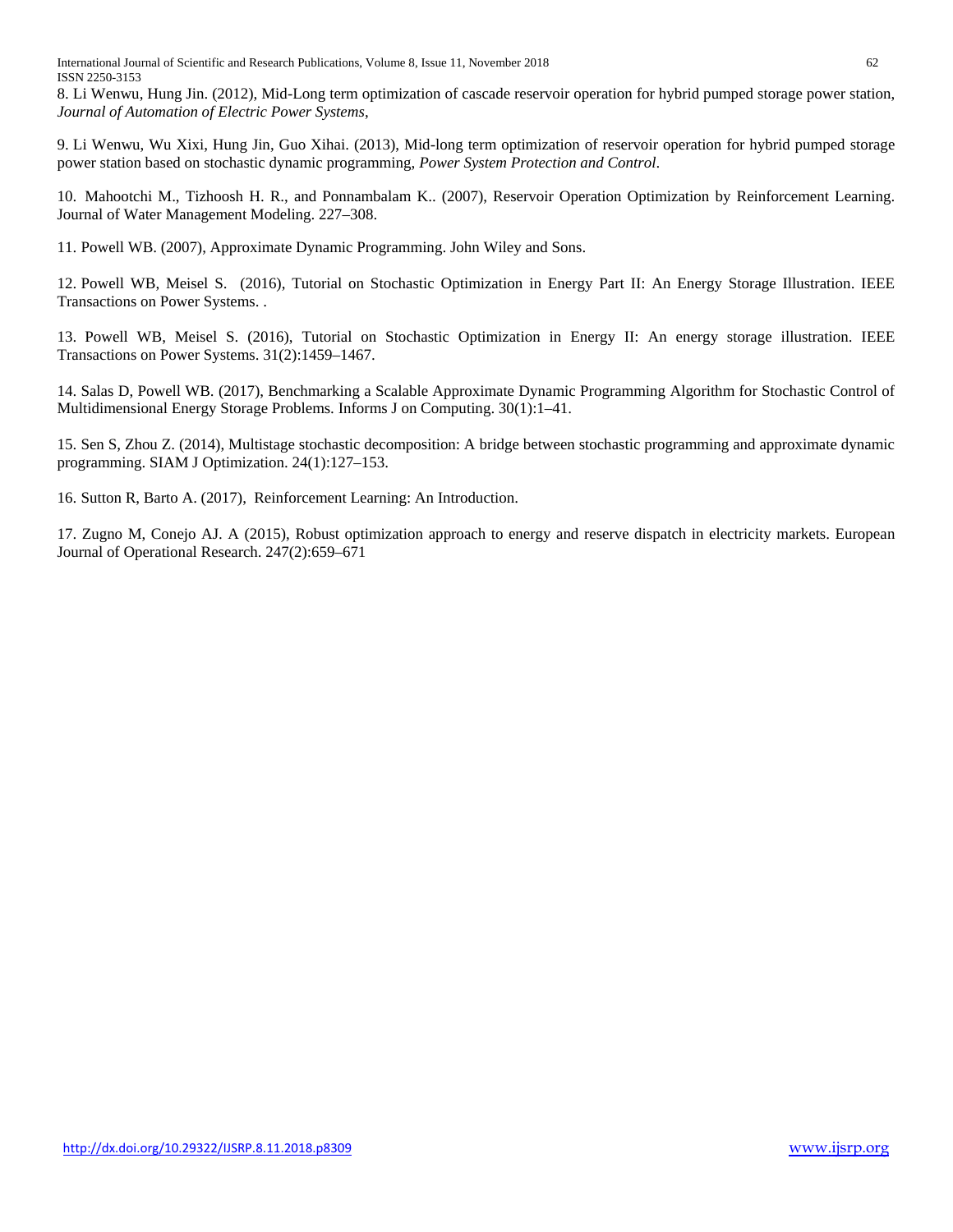8. Li Wenwu, Hung Jin. (2012), Mid-Long term optimization of cascade reservoir operation for hybrid pumped storage power station, *Journal of Automation of Electric Power Systems*,

9. Li Wenwu, Wu Xixi, Hung Jin, Guo Xihai. (2013), Mid-long term optimization of reservoir operation for hybrid pumped storage power station based on stochastic dynamic programming, *Power System Protection and Control*.

10. Mahootchi M., Tizhoosh H. R., and Ponnambalam K.. (2007), Reservoir Operation Optimization by Reinforcement Learning. Journal of Water Management Modeling. 227–308.

11. Powell WB. (2007), Approximate Dynamic Programming. John Wiley and Sons.

12. Powell WB, Meisel S. (2016), Tutorial on Stochastic Optimization in Energy Part II: An Energy Storage Illustration. IEEE Transactions on Power Systems. .

13. Powell WB, Meisel S. (2016), Tutorial on Stochastic Optimization in Energy II: An energy storage illustration. IEEE Transactions on Power Systems. 31(2):1459–1467.

14. Salas D, Powell WB. (2017), Benchmarking a Scalable Approximate Dynamic Programming Algorithm for Stochastic Control of Multidimensional Energy Storage Problems. Informs J on Computing. 30(1):1–41.

15. Sen S, Zhou Z. (2014), Multistage stochastic decomposition: A bridge between stochastic programming and approximate dynamic programming. SIAM J Optimization. 24(1):127–153.

16. Sutton R, Barto A. (2017), Reinforcement Learning: An Introduction.

17. Zugno M, Conejo AJ. A (2015), Robust optimization approach to energy and reserve dispatch in electricity markets. European Journal of Operational Research. 247(2):659–671